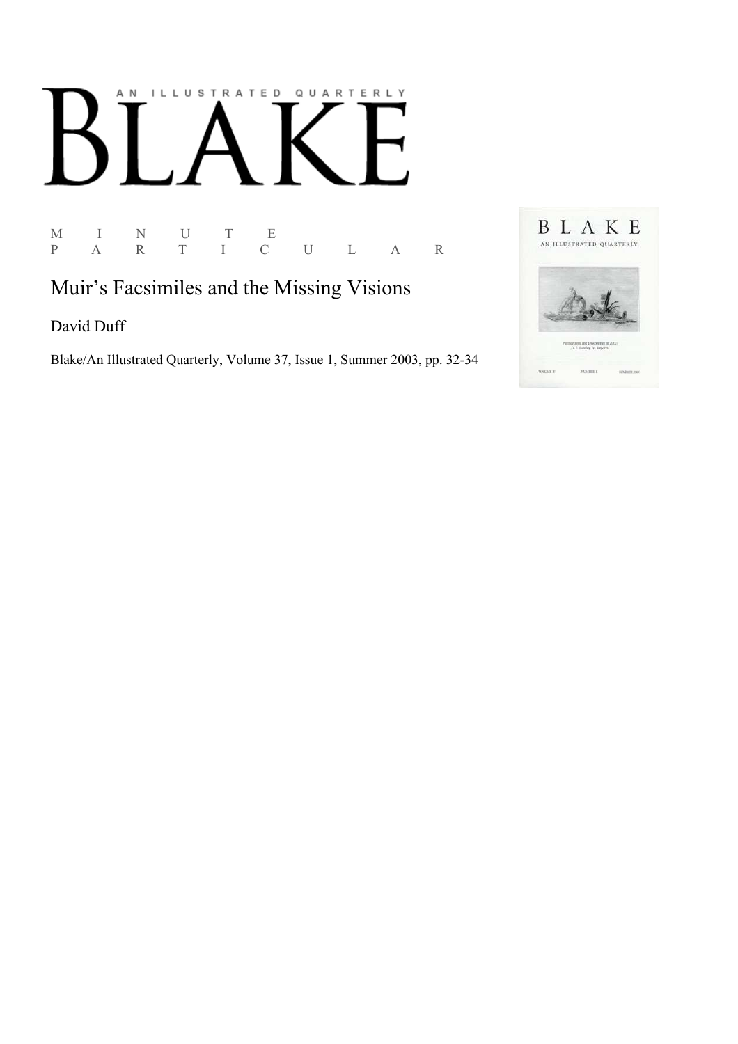AN ILLUSTRATED QUARTERLY

# BLAKE

M I N U T E P A R T I C U L A R

## Muir's Facsimiles and the Missing Visions

David Duff

Blake/An Illustrated Quarterly, Volume 37, Issue 1, Summer 2003, pp. 32-34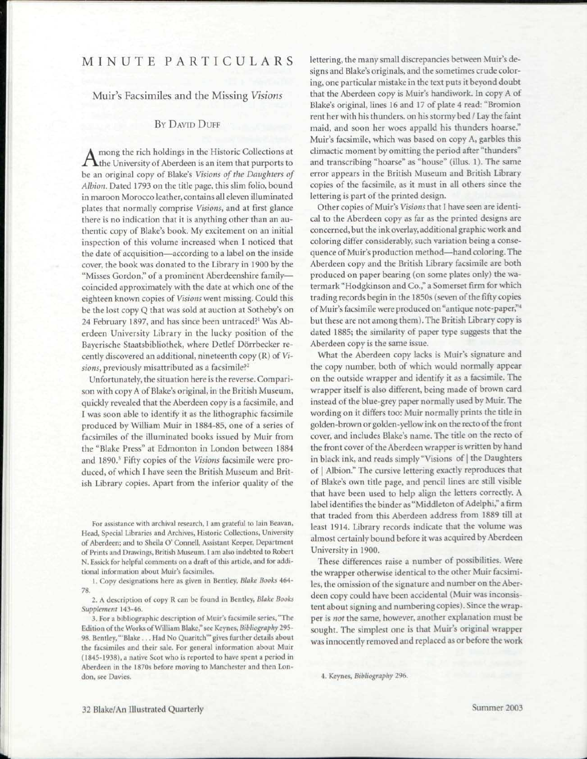# MINUTE PARTICULARS

## Muir's Facsimiles and the Missing *Visions*

### By David Duff

Among the rich holdings in the Historic Collections at the University of Aberdeen is an item that purports to be an original copy of Blake's *Visions of the Daughters of Albion*. Dated 1793 on the title page, this slim folio, bound in maroon Morocco leather, contains all eleven illuminated plates that normally comprise *Visions*, and at first glance there is no indication that it is anything other than an authentic copy of Blake's book. My excitement on an initial inspection of this volume increased when I noticed that the date of acquisition—according to a label on the inside cover, the book was donated to the Library in 1900 by the "Misses Gordon," of a prominent Aberdeenshire family—coincided approximately with the date at which one of the eighteen known copies of *Visions* went missing. Could this be the lost copy Q that was sold at auction at Sotheby's on 24 February 1897, and has since been untraced?[1] Was Aberdeen University Library in the lucky position of the Bayerische Staatsbibliothek, where Detlef Dörrbecker recently discovered an additional, nineteenth copy (R) of *Visions*, previously misattributed as a facsimile?[2]

Unfortunately, the situation here is the reverse. Comparison with copy A of Blake's original, in the British Museum, quickly revealed that the Aberdeen copy is a facsimile, and I was soon able to identify it as the lithographic facsimile produced by William Muir in 1884-85, one of a series of facsimiles of the illuminated books issued by Muir from the "Blake Press" at Edmonton in London between 1884 and 1890.[3] Fifty copies of the *Visions* facsimile were produced, of which I have seen the British Museum and British Library copies. Apart from the inferior quality of the lettering, the many small discrepancies between Muir's designs and Blake's originals, and the sometimes crude coloring, one particular mistake in the text puts it beyond doubt that the Aberdeen copy is Muir's handiwork. In copy A of Blake's original, lines 16 and 17 of plate 4 read: "Bromion rent her with his thunders. on his stormy bed / Lay the faint maid, and soon her woes appalld his thunders hoarse." Muir's facsimile, which was based on copy A, garbles this climactic moment by omitting the period after "thunders" and transcribing "hoarse" as "house" (illus. 1). The same error appears in the British Museum and British Library copies of the facsimile, as it must in all others since the lettering is part of the printed design.

Other copies of Muir's *Visions* that I have seen are identical to the Aberdeen copy as far as the printed designs are concerned, but the ink overlay, additional graphic work and coloring differ considerably, such variation being a consequence of Muir's production method—hand coloring. The Aberdeen copy and the British Library facsimile are both produced on paper bearing (on some plates only) the watermark "Hodgkinson and Co.," a Somerset firm for which trading records begin in the 1850s (seven of the fifty copies of Muir's facsimile were produced on "antique note-paper,"[4] but these are not among them). The British Library copy is dated 1885; the similarity of paper type suggests that the Aberdeen copy is the same issue.

What the Aberdeen copy lacks is Muir's signature and the copy number, both of which would normally appear on the outside wrapper and identify it as a facsimile. The wrapper itself is also different, being made of brown card instead of the blue-grey paper normally used by Muir. The wording on it differs too: Muir normally prints the title in golden-brown or golden-yellow ink on the recto of the front cover, and includes Blake's name. The title on the recto of the front cover of the Aberdeen wrapper is written by hand in black ink, and reads simply "Visions of | the Daughters of | Albion." The cursive lettering exactly reproduces that of Blake's own title page, and pencil lines are still visible that have been used to help align the letters correctly. A label identifies the binder as "Middleton of Adelphi," a firm that traded from this Aberdeen address from 1889 till at least 1914. Library records indicate that the volume was almost certainly bound before it was acquired by Aberdeen University in 1900.

These differences raise a number of possibilities. Were the wrapper otherwise identical to the other Muir facsimiles, the omission of the signature and number on the Aberdeen copy could have been accidental (Muir was inconsistent about signing and numbering copies). Since the wrapper is *not* the same, however, another explanation must be sought. The simplest one is that Muir's original wrapper was innocently removed and replaced as or before the work

---

For assistance with archival research, I am grateful to Iain Beavan, Head, Special Libraries and Archives, Historic Collections, University of Aberdeen; and to Sheila O'Connell, Assistant Keeper, Department of Prints and Drawings, British Museum. I am also indebted to Robert N. Essick for helpful comments on a draft of this article, and for additional information about Muir's facsimiles.

1. Copy designations here as given in Bentley, *Blake Books* 464-78.

2. A description of copy R can be found in Bentley, *Blake Books Supplement* 143-46.

3. For a bibliographic description of Muir's facsimile series, "The Edition of the Works of William Blake," see Keynes, *Bibliography* 295-98. Bentley, "'Blake . . . Had No Quaritch'" gives further details about the facsimiles and their sale. For general information about Muir (1845-1938), a native Scot who is reported to have spent a period in Aberdeen in the 1870s before moving to Manchester and then London, see Davies.

4. Keynes, *Bibliography* 296.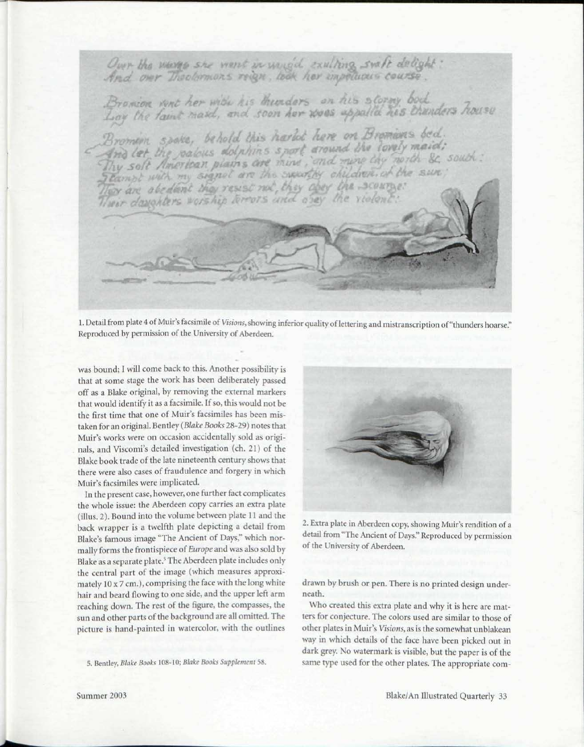1. Detail from plate 4 of Muir's facsimile of *Visions*, showing inferior quality of lettering and mistranscription of "thunders hoarse." Reproduced by permission of the University of Aberdeen.

was bound; I will come back to this. Another possibility is that at some stage the work has been deliberately passed off as a Blake original, by removing the external markers that would identify it as a facsimile. If so, this would not be the first time that one of Muir's facsimiles has been mistaken for an original. Bentley (*Blake Books* 28-29) notes that Muir's works were on occasion accidentally sold as originals, and Viscomi's detailed investigation (ch. 21) of the Blake book trade of the late nineteenth century shows that there were also cases of fraudulence and forgery in which Muir's facsimiles were implicated.

In the present case, however, one further fact complicates the whole issue: the Aberdeen copy carries an extra plate (illus. 2). Bound into the volume between plate 11 and the back wrapper is a twelfth plate depicting a detail from Blake's famous image "The Ancient of Days," which normally forms the frontispiece of *Europe* and was also sold by Blake as a separate plate.[5] The Aberdeen plate includes only the central part of the image (which measures approximately 10 x 7 cm.), comprising the face with the long white hair and beard flowing to one side, and the upper left arm reaching down. The rest of the figure, the compasses, the sun and other parts of the background are all omitted. The picture is hand-painted in watercolor, with the outlines drawn by brush or pen. There is no printed design underneath.

2. Extra plate in Aberdeen copy, showing Muir's rendition of a detail from "The Ancient of Days." Reproduced by permission of the University of Aberdeen.

Who created this extra plate and why it is here are matters for conjecture. The colors used are similar to those of other plates in Muir's *Visions*, as is the somewhat unblakean way in which details of the face have been picked out in dark grey. No watermark is visible, but the paper is of the same type used for the other plates. The appropriate com-

5. Bentley, *Blake Books* 108-10; *Blake Books Supplement* 58.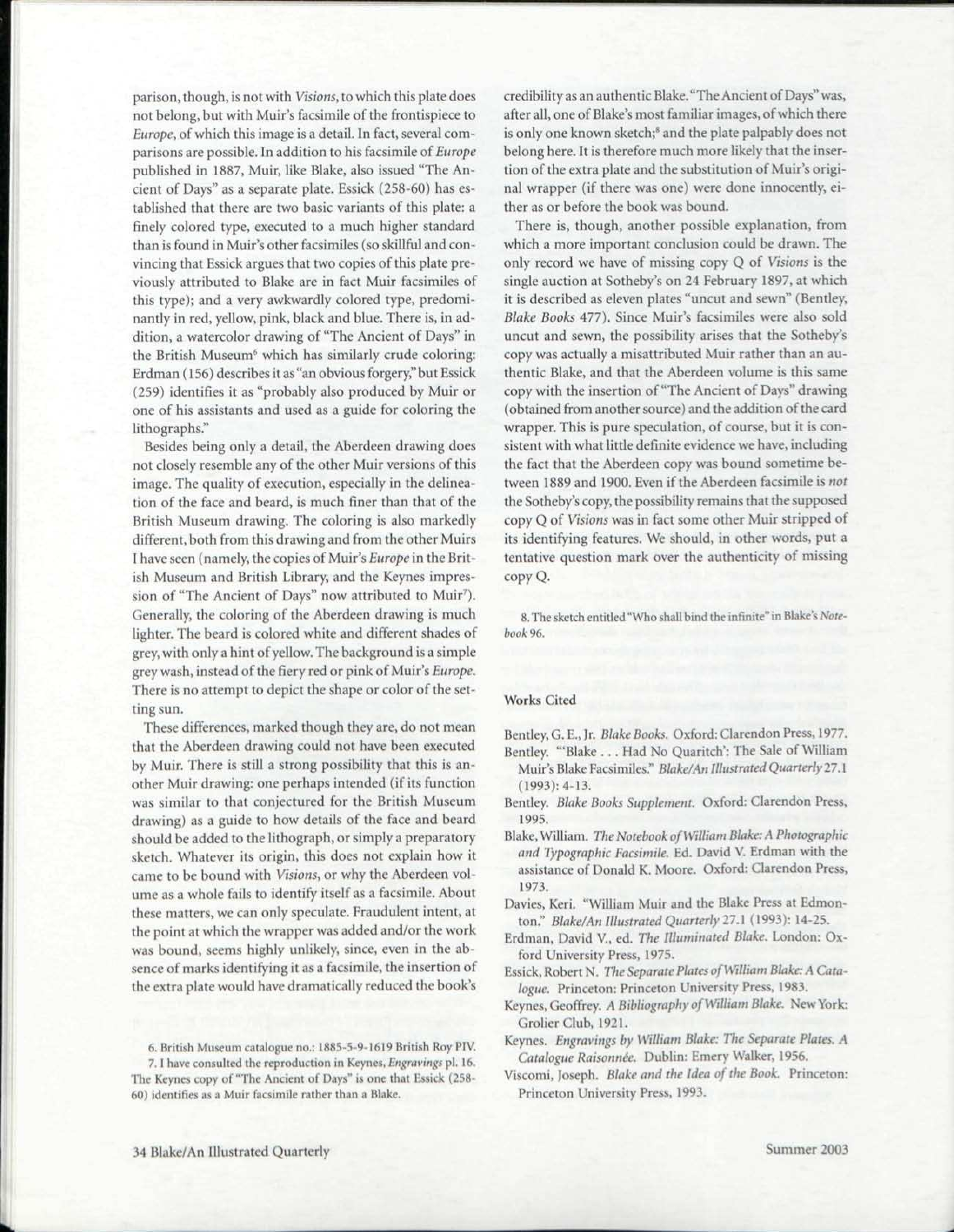parison, though, is not with *Visions*, to which this plate does not belong, but with Muir's facsimile of the frontispiece to *Europe*, of which this image is a detail. In fact, several comparisons are possible. In addition to his facsimile of *Europe* published in 1887, Muir, like Blake, also issued "The Ancient of Days" as a separate plate. Essick (258-60) has established that there are two basic variants of this plate: a finely colored type, executed to a much higher standard than is found in Muir's other facsimiles (so skillful and convincing that Essick argues that two copies of this plate previously attributed to Blake are in fact Muir facsimiles of this type); and a very awkwardly colored type, predominantly in red, yellow, pink, black and blue. There is, in addition, a watercolor drawing of "The Ancient of Days" in the British Museum[6] which has similarly crude coloring: Erdman (156) describes it as "an obvious forgery," but Essick (259) identifies it as "probably also produced by Muir or one of his assistants and used as a guide for coloring the lithographs."

Besides being only a detail, the Aberdeen drawing does not closely resemble any of the other Muir versions of this image. The quality of execution, especially in the delineation of the face and beard, is much finer than that of the British Museum drawing. The coloring is also markedly different, both from this drawing and from the other Muirs I have seen (namely, the copies of Muir's *Europe* in the British Museum and British Library, and the Keynes impression of "The Ancient of Days" now attributed to Muir[7]). Generally, the coloring of the Aberdeen drawing is much lighter. The beard is colored white and different shades of grey, with only a hint of yellow. The background is a simple grey wash, instead of the fiery red or pink of Muir's *Europe*. There is no attempt to depict the shape or color of the setting sun.

These differences, marked though they are, do not mean that the Aberdeen drawing could not have been executed by Muir. There is still a strong possibility that this is another Muir drawing: one perhaps intended (if its function was similar to that conjectured for the British Museum drawing) as a guide to how details of the face and beard should be added to the lithograph, or simply a preparatory sketch. Whatever its origin, this does not explain how it came to be bound with *Visions*, or why the Aberdeen volume as a whole fails to identify itself as a facsimile. About these matters, we can only speculate. Fraudulent intent, at the point at which the wrapper was added and/or the work was bound, seems highly unlikely, since, even in the absence of marks identifying it as a facsimile, the insertion of the extra plate would have dramatically reduced the book's credibility as an authentic Blake. "The Ancient of Days" was, after all, one of Blake's most familiar images, of which there is only one known sketch;[8] and the plate palpably does not belong here. It is therefore much more likely that the insertion of the extra plate and the substitution of Muir's original wrapper (if there was one) were done innocently, either as or before the book was bound.

There is, though, another possible explanation, from which a more important conclusion could be drawn. The only record we have of missing copy Q of *Visions* is the single auction at Sotheby's on 24 February 1897, at which it is described as eleven plates "uncut and sewn" (Bentley, *Blake Books* 477). Since Muir's facsimiles were also sold uncut and sewn, the possibility arises that the Sotheby's copy was actually a misattributed Muir rather than an authentic Blake, and that the Aberdeen volume is this same copy with the insertion of "The Ancient of Days" drawing (obtained from another source) and the addition of the card wrapper. This is pure speculation, of course, but it is consistent with what little definite evidence we have, including the fact that the Aberdeen copy was bound sometime between 1889 and 1900. Even if the Aberdeen facsimile is *not* the Sotheby's copy, the possibility remains that the supposed copy Q of *Visions* was in fact some other Muir stripped of its identifying features. We should, in other words, put a tentative question mark over the authenticity of missing copy Q.

6. British Museum catalogue no.: 1885-5-9-1619 British Roy PIV.

7. I have consulted the reproduction in Keynes, *Engravings* pl. 16. The Keynes copy of "The Ancient of Days" is one that Essick (258-60) identifies as a Muir facsimile rather than a Blake.

8. The sketch entitled "Who shall bind the infinite" in Blake's *Notebook* 96.

## Works Cited

Bentley, G. E., Jr. *Blake Books*. Oxford: Clarendon Press, 1977.

Bentley. "'Blake . . . Had No Quaritch': The Sale of William Muir's Blake Facsimiles." *Blake/An Illustrated Quarterly* 27.1 (1993): 4-13.

Bentley. *Blake Books Supplement*. Oxford: Clarendon Press, 1995.

Blake, William. *The Notebook of William Blake: A Photographic and Typographic Facsimile*. Ed. David V. Erdman with the assistance of Donald K. Moore. Oxford: Clarendon Press, 1973.

Davies, Keri. "William Muir and the Blake Press at Edmonton." *Blake/An Illustrated Quarterly* 27.1 (1993): 14-25.

Erdman, David V., ed. *The Illuminated Blake*. London: Oxford University Press, 1975.

Essick, Robert N. *The Separate Plates of William Blake: A Catalogue*. Princeton: Princeton University Press, 1983.

Keynes, Geoffrey. *A Bibliography of William Blake*. New York: Grolier Club, 1921.

Keynes. *Engravings by William Blake: The Separate Plates. A Catalogue Raisonnée*. Dublin: Emery Walker, 1956.

Viscomi, Joseph. *Blake and the Idea of the Book*. Princeton: Princeton University Press, 1993.